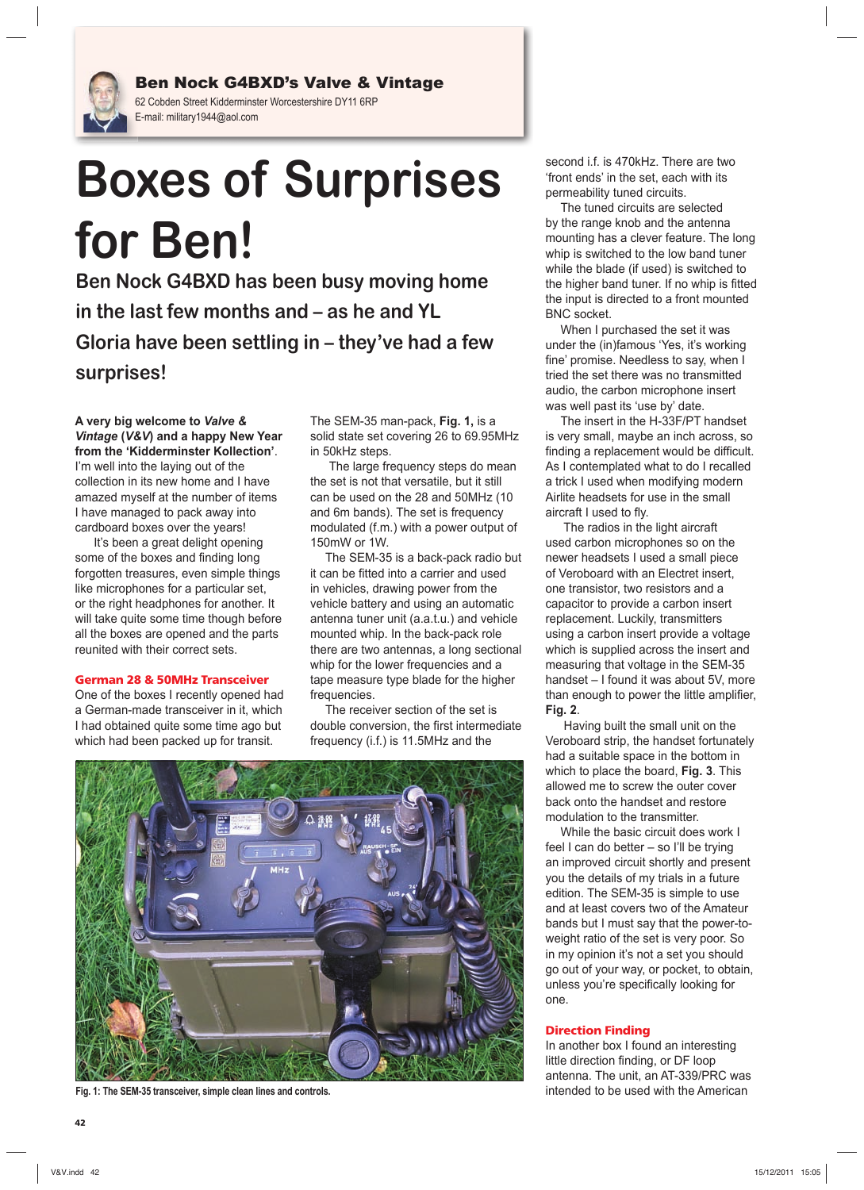Ben Nock G4BXD's Valve & Vintage

62 Cobden Street Kidderminster Worcestershire DY11 6RP
E-mail: military1944@aol.com

# Boxes of Surprises for Ben!

## Ben Nock G4BXD has been busy moving home in the last few months and – as he and YL Gloria have been settling in – they've had a few surprises!

**A very big welcome to *Valve & Vintage* (*V&V*) and a happy New Year from the 'Kidderminster Kollection'**. I'm well into the laying out of the collection in its new home and I have amazed myself at the number of items I have managed to pack away into cardboard boxes over the years!

It's been a great delight opening some of the boxes and finding long forgotten treasures, even simple things like microphones for a particular set, or the right headphones for another. It will take quite some time though before all the boxes are opened and the parts reunited with their correct sets.

### German 28 & 50MHz Transceiver

One of the boxes I recently opened had a German-made transceiver in it, which I had obtained quite some time ago but which had been packed up for transit.

The SEM-35 man-pack, **Fig. 1,** is a solid state set covering 26 to 69.95MHz in 50kHz steps.

The large frequency steps do mean the set is not that versatile, but it still can be used on the 28 and 50MHz (10 and 6m bands). The set is frequency modulated (f.m.) with a power output of 150mW or 1W.

The SEM-35 is a back-pack radio but it can be fitted into a carrier and used in vehicles, drawing power from the vehicle battery and using an automatic antenna tuner unit (a.a.t.u.) and vehicle mounted whip. In the back-pack role there are two antennas, a long sectional whip for the lower frequencies and a tape measure type blade for the higher frequencies.

The receiver section of the set is double conversion, the first intermediate frequency (i.f.) is 11.5MHz and the second i.f. is 470kHz. There are two 'front ends' in the set, each with its permeability tuned circuits.

The tuned circuits are selected by the range knob and the antenna mounting has a clever feature. The long whip is switched to the low band tuner while the blade (if used) is switched to the higher band tuner. If no whip is fitted the input is directed to a front mounted BNC socket.

When I purchased the set it was under the (in)famous 'Yes, it's working fine' promise. Needless to say, when I tried the set there was no transmitted audio, the carbon microphone insert was well past its 'use by' date.

The insert in the H-33F/PT handset is very small, maybe an inch across, so finding a replacement would be difficult. As I contemplated what to do I recalled a trick I used when modifying modern Airlite headsets for use in the small aircraft I used to fly.

The radios in the light aircraft used carbon microphones so on the newer headsets I used a small piece of Veroboard with an Electret insert, one transistor, two resistors and a capacitor to provide a carbon insert replacement. Luckily, transmitters using a carbon insert provide a voltage which is supplied across the insert and measuring that voltage in the SEM-35 handset – I found it was about 5V, more than enough to power the little amplifier, **Fig. 2**.

Having built the small unit on the Veroboard strip, the handset fortunately had a suitable space in the bottom in which to place the board, **Fig. 3**. This allowed me to screw the outer cover back onto the handset and restore modulation to the transmitter.

While the basic circuit does work I feel I can do better – so I'll be trying an improved circuit shortly and present you the details of my trials in a future edition. The SEM-35 is simple to use and at least covers two of the Amateur bands but I must say that the power-to-weight ratio of the set is very poor. So in my opinion it's not a set you should go out of your way, or pocket, to obtain, unless you're specifically looking for one.

Fig. 1: The SEM-35 transceiver, simple clean lines and controls.

### Direction Finding

In another box I found an interesting little direction finding, or DF loop antenna. The unit, an AT-339/PRC was intended to be used with the American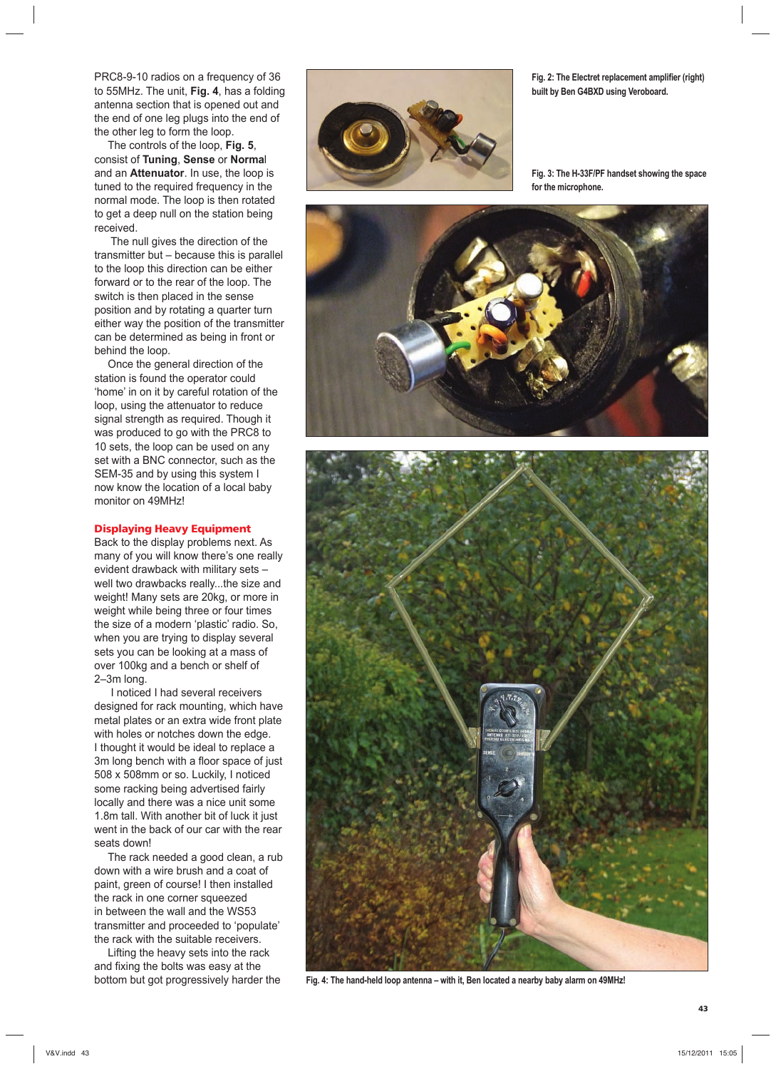PRC8-9-10 radios on a frequency of 36 to 55MHz. The unit, **Fig. 4**, has a folding antenna section that is opened out and the end of one leg plugs into the end of the other leg to form the loop.

The controls of the loop, **Fig. 5**, consist of **Tuning**, **Sense** or **Normal** and an **Attenuator**. In use, the loop is tuned to the required frequency in the normal mode. The loop is then rotated to get a deep null on the station being received.

The null gives the direction of the transmitter but – because this is parallel to the loop this direction can be either forward or to the rear of the loop. The switch is then placed in the sense position and by rotating a quarter turn either way the position of the transmitter can be determined as being in front or behind the loop.

Once the general direction of the station is found the operator could 'home' in on it by careful rotation of the loop, using the attenuator to reduce signal strength as required. Though it was produced to go with the PRC8 to 10 sets, the loop can be used on any set with a BNC connector, such as the SEM-35 and by using this system I now know the location of a local baby monitor on 49MHz!

## Displaying Heavy Equipment

Back to the display problems next. As many of you will know there's one really evident drawback with military sets – well two drawbacks really...the size and weight! Many sets are 20kg, or more in weight while being three or four times the size of a modern 'plastic' radio. So, when you are trying to display several sets you can be looking at a mass of over 100kg and a bench or shelf of 2–3m long.

I noticed I had several receivers designed for rack mounting, which have metal plates or an extra wide front plate with holes or notches down the edge. I thought it would be ideal to replace a 3m long bench with a floor space of just 508 x 508mm or so. Luckily, I noticed some racking being advertised fairly locally and there was a nice unit some 1.8m tall. With another bit of luck it just went in the back of our car with the rear seats down!

The rack needed a good clean, a rub down with a wire brush and a coat of paint, green of course! I then installed the rack in one corner squeezed in between the wall and the WS53 transmitter and proceeded to 'populate' the rack with the suitable receivers.

Lifting the heavy sets into the rack and fixing the bolts was easy at the bottom but got progressively harder the

**Fig. 2: The Electret replacement amplifier (right) built by Ben G4BXD using Veroboard.**

**Fig. 3: The H-33F/PF handset showing the space for the microphone.**

**Fig. 4: The hand-held loop antenna – with it, Ben located a nearby baby alarm on 49MHz!**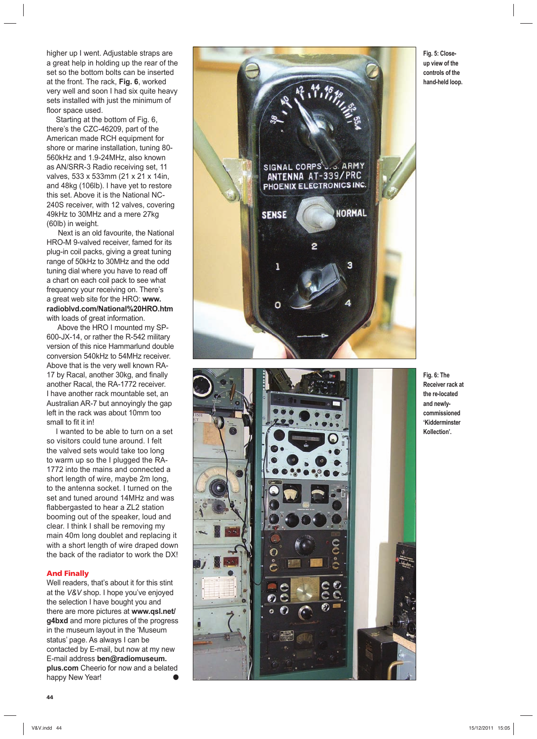higher up I went. Adjustable straps are a great help in holding up the rear of the set so the bottom bolts can be inserted at the front. The rack, **Fig. 6**, worked very well and soon I had six quite heavy sets installed with just the minimum of floor space used.

Starting at the bottom of Fig. 6, there's the CZC-46209, part of the American made RCH equipment for shore or marine installation, tuning 80-560kHz and 1.9-24MHz, also known as AN/SRR-3 Radio receiving set, 11 valves, 533 x 533mm (21 x 21 x 14in, and 48kg (106lb). I have yet to restore this set. Above it is the National NC-240S receiver, with 12 valves, covering 49kHz to 30MHz and a mere 27kg (60lb) in weight.

Next is an old favourite, the National HRO-M 9-valved receiver, famed for its plug-in coil packs, giving a great tuning range of 50kHz to 30MHz and the odd tuning dial where you have to read off a chart on each coil pack to see what frequency your receiving on. There's a great web site for the HRO: **www.radioblvd.com/National%20HRO.htm** with loads of great information.

Above the HRO I mounted my SP-600-JX-14, or rather the R-542 military version of this nice Hammarlund double conversion 540kHz to 54MHz receiver. Above that is the very well known RA-17 by Racal, another 30kg, and finally another Racal, the RA-1772 receiver. I have another rack mountable set, an Australian AR-7 but annoyingly the gap left in the rack was about 10mm too small to fit it in!

I wanted to be able to turn on a set so visitors could tune around. I felt the valved sets would take too long to warm up so the I plugged the RA-1772 into the mains and connected a short length of wire, maybe 2m long, to the antenna socket. I turned on the set and tuned around 14MHz and was flabbergasted to hear a ZL2 station booming out of the speaker, loud and clear. I think I shall be removing my main 40m long doublet and replacing it with a short length of wire draped down the back of the radiator to work the DX!

## And Finally

Well readers, that's about it for this stint at the *V&V* shop. I hope you've enjoyed the selection I have bought you and there are more pictures at **www.qsl.net/g4bxd** and more pictures of the progress in the museum layout in the 'Museum status' page. As always I can be contacted by E-mail, but now at my new E-mail address **ben@radiomuseum.plus.com** Cheerio for now and a belated happy New Year!

**Fig. 5: Close-up view of the controls of the hand-held loop.**

**Fig. 6: The Receiver rack at the re-located and newly-commissioned 'Kidderminster Kollection'.**